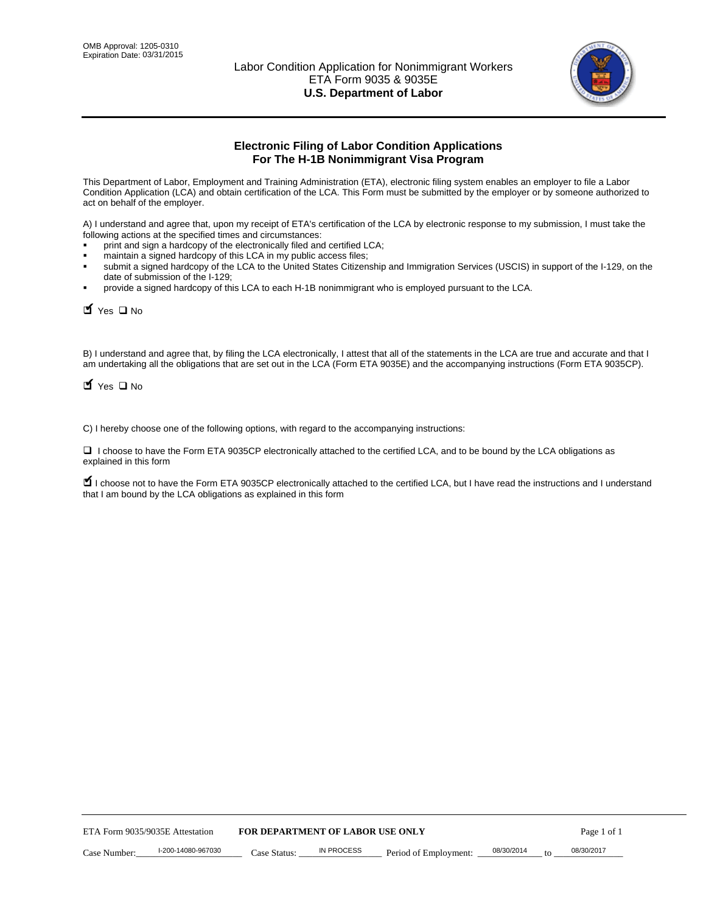OMB Approval: 1205-0310
Expiration Date: 03/31/2015

Labor Condition Application for Nonimmigrant Workers
ETA Form 9035 & 9035E
**U.S. Department of Labor**

## Electronic Filing of Labor Condition Applications For The H-1B Nonimmigrant Visa Program

This Department of Labor, Employment and Training Administration (ETA), electronic filing system enables an employer to file a Labor Condition Application (LCA) and obtain certification of the LCA. This Form must be submitted by the employer or by someone authorized to act on behalf of the employer.

A) I understand and agree that, upon my receipt of ETA's certification of the LCA by electronic response to my submission, I must take the following actions at the specified times and circumstances:

- print and sign a hardcopy of the electronically filed and certified LCA;
- maintain a signed hardcopy of this LCA in my public access files;
- submit a signed hardcopy of the LCA to the United States Citizenship and Immigration Services (USCIS) in support of the I-129, on the date of submission of the I-129;
- provide a signed hardcopy of this LCA to each H-1B nonimmigrant who is employed pursuant to the LCA.

☑ Yes ☐ No

B) I understand and agree that, by filing the LCA electronically, I attest that all of the statements in the LCA are true and accurate and that I am undertaking all the obligations that are set out in the LCA (Form ETA 9035E) and the accompanying instructions (Form ETA 9035CP).

☑ Yes ☐ No

C) I hereby choose one of the following options, with regard to the accompanying instructions:

☐ I choose to have the Form ETA 9035CP electronically attached to the certified LCA, and to be bound by the LCA obligations as explained in this form

☑ I choose not to have the Form ETA 9035CP electronically attached to the certified LCA, but I have read the instructions and I understand that I am bound by the LCA obligations as explained in this form

ETA Form 9035/9035E Attestation **FOR DEPARTMENT OF LABOR USE ONLY**

Case Number: I-200-14080-967030 Case Status: IN PROCESS Period of Employment: 08/30/2014 to 08/30/2017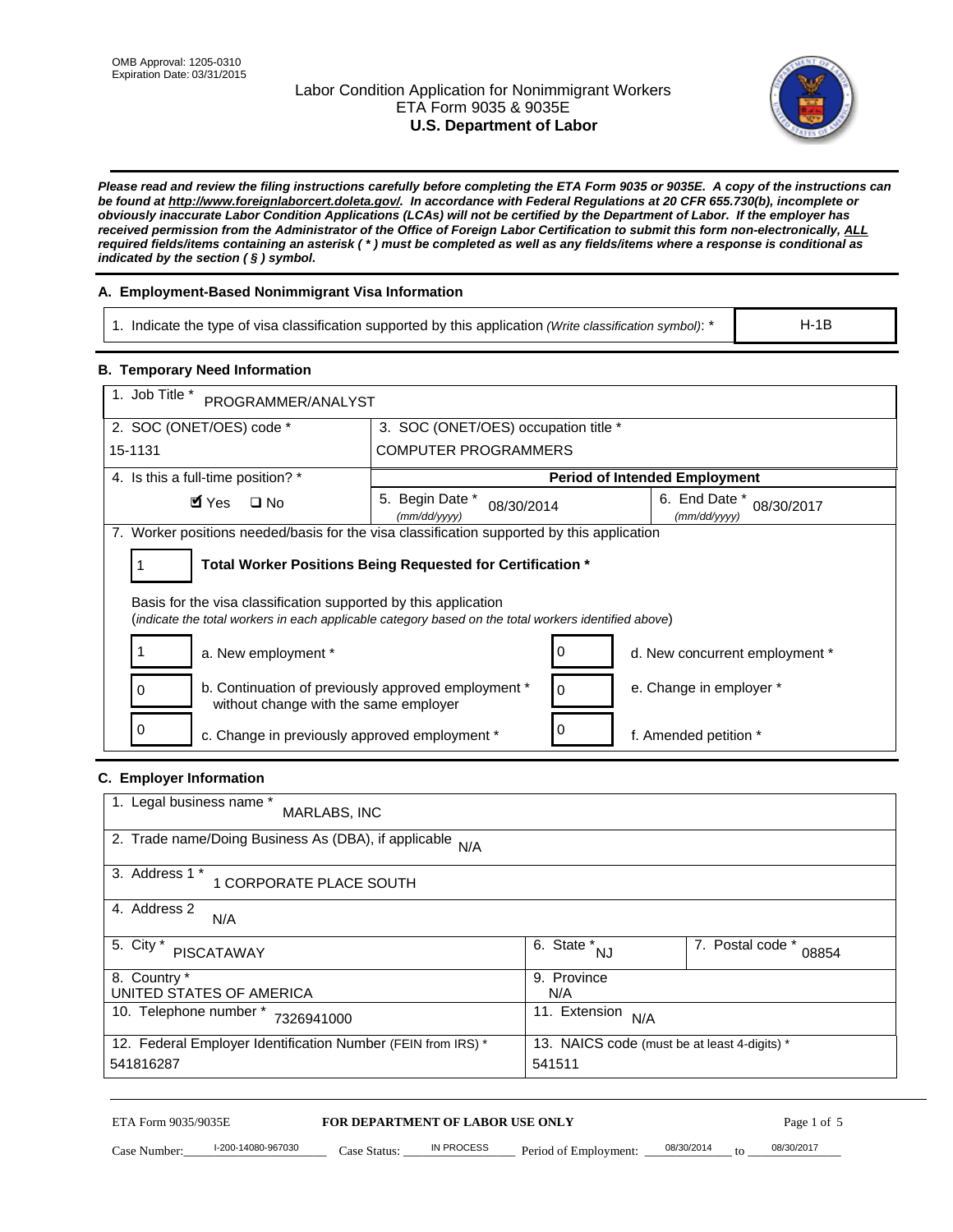OMB Approval: 1205-0310
Expiration Date: 03/31/2015

# Labor Condition Application for Nonimmigrant Workers
ETA Form 9035 & 9035E
**U.S. Department of Labor**

***Please read and review the filing instructions carefully before completing the ETA Form 9035 or 9035E. A copy of the instructions can be found at http://www.foreignlaborcert.doleta.gov/. In accordance with Federal Regulations at 20 CFR 655.730(b), incomplete or obviously inaccurate Labor Condition Applications (LCAs) will not be certified by the Department of Labor. If the employer has received permission from the Administrator of the Office of Foreign Labor Certification to submit this form non-electronically, ALL required fields/items containing an asterisk ( * ) must be completed as well as any fields/items where a response is conditional as indicated by the section ( § ) symbol.***

## A. Employment-Based Nonimmigrant Visa Information

| 1. Indicate the type of visa classification supported by this application *(Write classification symbol)*: * | H-1B |
|---|---|

## B. Temporary Need Information

1. Job Title * PROGRAMMER/ANALYST

| 2. SOC (ONET/OES) code * | 3. SOC (ONET/OES) occupation title * |
|---|---|
| 15-1131 | COMPUTER PROGRAMMERS |

| 4. Is this a full-time position? * | Period of Intended Employment | |
|---|---|---|
| ☑ Yes ☐ No | 5. Begin Date * *(mm/dd/yyyy)* 08/30/2014 | 6. End Date * *(mm/dd/yyyy)* 08/30/2017 |

7. Worker positions needed/basis for the visa classification supported by this application

**1 — Total Worker Positions Being Requested for Certification ***

Basis for the visa classification supported by this application
(*indicate the total workers in each applicable category based on the total workers identified above*)

| Count | Category | Count | Category |
|---|---|---|---|
| 1 | a. New employment * | 0 | d. New concurrent employment * |
| 0 | b. Continuation of previously approved employment * without change with the same employer | 0 | e. Change in employer * |
| 0 | c. Change in previously approved employment * | 0 | f. Amended petition * |

## C. Employer Information

1. Legal business name * MARLABS, INC

2. Trade name/Doing Business As (DBA), if applicable N/A

3. Address 1 * 1 CORPORATE PLACE SOUTH

4. Address 2 N/A

| 5. City * PISCATAWAY | 6. State * NJ | 7. Postal code * 08854 |
|---|---|---|

| 8. Country * UNITED STATES OF AMERICA | 9. Province N/A |
|---|---|
| 10. Telephone number * 7326941000 | 11. Extension N/A |
| 12. Federal Employer Identification Number (FEIN from IRS) * 541816287 | 13. NAICS code (must be at least 4-digits) * 541511 |

ETA Form 9035/9035E — **FOR DEPARTMENT OF LABOR USE ONLY**

Case Number: I-200-14080-967030 Case Status: IN PROCESS Period of Employment: 08/30/2014 to 08/30/2017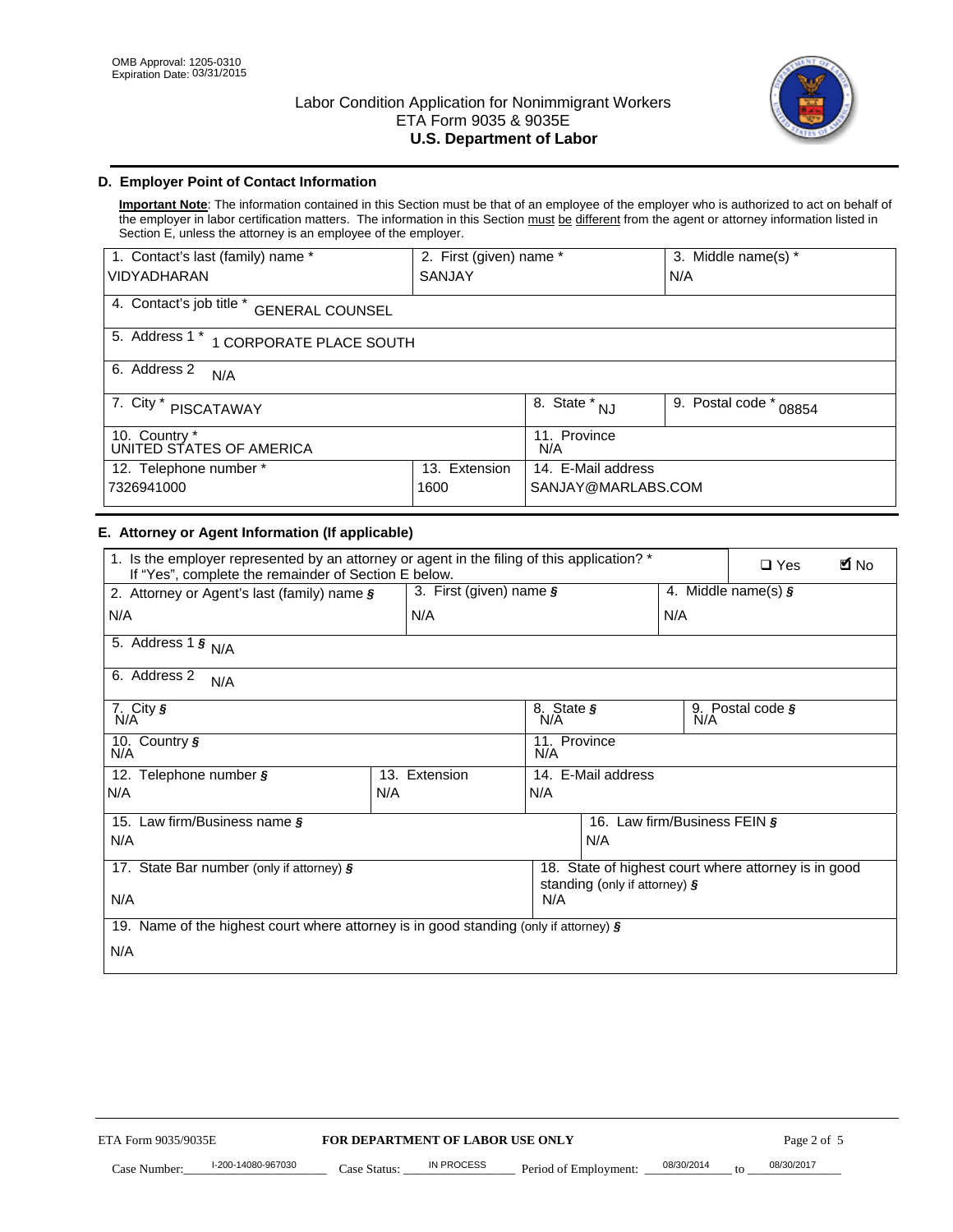OMB Approval: 1205-0310
Expiration Date: 03/31/2015

# Labor Condition Application for Nonimmigrant Workers
## ETA Form 9035 & 9035E
## U.S. Department of Labor

### D. Employer Point of Contact Information

**Important Note**: The information contained in this Section must be that of an employee of the employer who is authorized to act on behalf of the employer in labor certification matters. The information in this Section must be different from the agent or attorney information listed in Section E, unless the attorney is an employee of the employer.

| 1. Contact's last (family) name * | 2. First (given) name * | 3. Middle name(s) * |
|---|---|---|
| VIDYADHARAN | SANJAY | N/A |

| 4. Contact's job title * GENERAL COUNSEL |
|---|
| 5. Address 1 * 1 CORPORATE PLACE SOUTH |
| 6. Address 2 N/A |

| 7. City * PISCATAWAY | 8. State * NJ | 9. Postal code * 08854 |
|---|---|---|
| 10. Country * UNITED STATES OF AMERICA | 11. Province N/A | |

| 12. Telephone number * | 13. Extension | 14. E-Mail address |
|---|---|---|
| 7326941000 | 1600 | SANJAY@MARLABS.COM |

### E. Attorney or Agent Information (If applicable)

| 1. Is the employer represented by an attorney or agent in the filing of this application? * If "Yes", complete the remainder of Section E below. | ☐ Yes | ☑ No |
|---|---|---|

| 2. Attorney or Agent's last (family) name § | 3. First (given) name § | 4. Middle name(s) § |
|---|---|---|
| N/A | N/A | N/A |

| 5. Address 1 § N/A |
|---|
| 6. Address 2 N/A |

| 7. City § N/A | 8. State § N/A | 9. Postal code § N/A |
|---|---|---|
| 10. Country § N/A | 11. Province N/A | |

| 12. Telephone number § | 13. Extension | 14. E-Mail address |
|---|---|---|
| N/A | N/A | N/A |

| 15. Law firm/Business name § | 16. Law firm/Business FEIN § |
|---|---|
| N/A | N/A |

| 17. State Bar number (only if attorney) § | 18. State of highest court where attorney is in good standing (only if attorney) § |
|---|---|
| N/A | N/A |

| 19. Name of the highest court where attorney is in good standing (only if attorney) § |
|---|
| N/A |

ETA Form 9035/9035E **FOR DEPARTMENT OF LABOR USE ONLY**

Case Number: I-200-14080-967030 Case Status: IN PROCESS Period of Employment: 08/30/2014 to 08/30/2017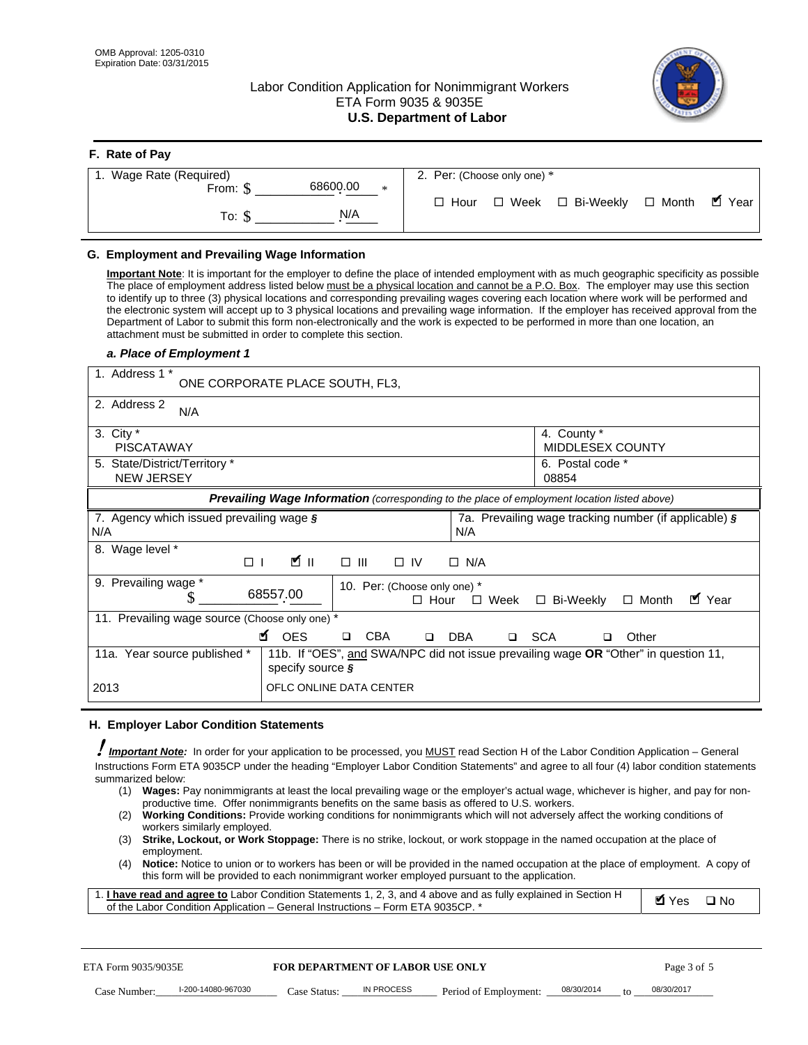OMB Approval: 1205-0310
Expiration Date: 03/31/2015

# Labor Condition Application for Nonimmigrant Workers
ETA Form 9035 & 9035E
**U.S. Department of Labor**

## F. Rate of Pay

| 1. Wage Rate (Required) | 2. Per: (Choose only one) * |
|---|---|
| From: $ 68600.00 * | ☐ Hour ☐ Week ☐ Bi-Weekly ☐ Month ☑ Year |
| To: $ N/A | |

## G. Employment and Prevailing Wage Information

**Important Note**: It is important for the employer to define the place of intended employment with as much geographic specificity as possible The place of employment address listed below must be a physical location and cannot be a P.O. Box. The employer may use this section to identify up to three (3) physical locations and corresponding prevailing wages covering each location where work will be performed and the electronic system will accept up to 3 physical locations and prevailing wage information. If the employer has received approval from the Department of Labor to submit this form non-electronically and the work is expected to be performed in more than one location, an attachment must be submitted in order to complete this section.

### *a. Place of Employment 1*

| | |
|---|---|
| 1. Address 1 * ONE CORPORATE PLACE SOUTH, FL3, | |
| 2. Address 2 N/A | |
| 3. City * PISCATAWAY | 4. County * MIDDLESEX COUNTY |
| 5. State/District/Territory * NEW JERSEY | 6. Postal code * 08854 |

***Prevailing Wage Information*** *(corresponding to the place of employment location listed above)*

| | |
|---|---|
| 7. Agency which issued prevailing wage § N/A | 7a. Prevailing wage tracking number (if applicable) § N/A |
| 8. Wage level * ☐ I ☑ II ☐ III ☐ IV ☐ N/A | |
| 9. Prevailing wage * $ 68557.00 | 10. Per: (Choose only one) * ☐ Hour ☐ Week ☐ Bi-Weekly ☐ Month ☑ Year |
| 11. Prevailing wage source (Choose only one) * ☑ OES ☐ CBA ☐ DBA ☐ SCA ☐ Other | |
| 11a. Year source published * 2013 | 11b. If "OES", and SWA/NPC did not issue prevailing wage OR "Other" in question 11, specify source § OFLC ONLINE DATA CENTER |

## H. Employer Labor Condition Statements

***Important Note:*** In order for your application to be processed, you MUST read Section H of the Labor Condition Application – General Instructions Form ETA 9035CP under the heading "Employer Labor Condition Statements" and agree to all four (4) labor condition statements summarized below:

(1) **Wages:** Pay nonimmigrants at least the local prevailing wage or the employer's actual wage, whichever is higher, and pay for non-productive time. Offer nonimmigrants benefits on the same basis as offered to U.S. workers.
(2) **Working Conditions:** Provide working conditions for nonimmigrants which will not adversely affect the working conditions of workers similarly employed.
(3) **Strike, Lockout, or Work Stoppage:** There is no strike, lockout, or work stoppage in the named occupation at the place of employment.
(4) **Notice:** Notice to union or to workers has been or will be provided in the named occupation at the place of employment. A copy of this form will be provided to each nonimmigrant worker employed pursuant to the application.

| | |
|---|---|
| 1. **I have read and agree to** Labor Condition Statements 1, 2, 3, and 4 above and as fully explained in Section H of the Labor Condition Application – General Instructions – Form ETA 9035CP. * | ☑ Yes ☐ No |

ETA Form 9035/9035E — **FOR DEPARTMENT OF LABOR USE ONLY** — Page 3 of 5

Case Number: I-200-14080-967030 Case Status: IN PROCESS Period of Employment: 08/30/2014 to 08/30/2017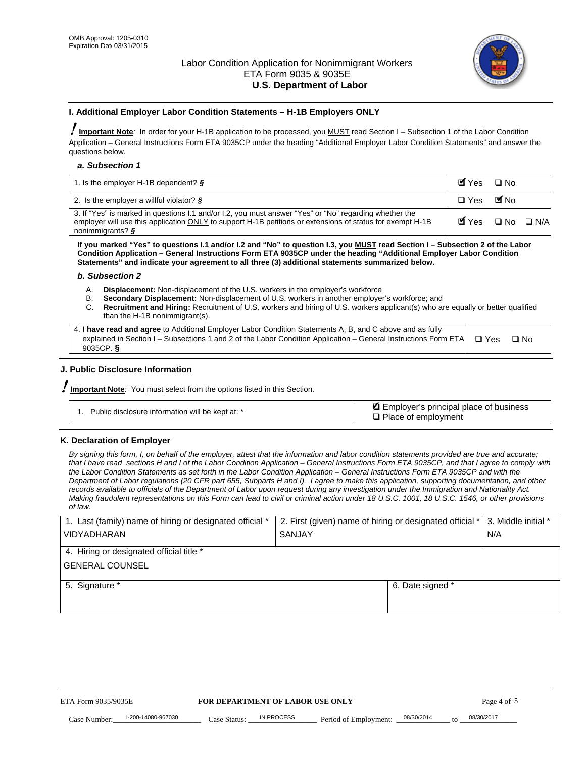OMB Approval: 1205-0310
Expiration Date 03/31/2015

Labor Condition Application for Nonimmigrant Workers
ETA Form 9035 & 9035E
**U.S. Department of Labor**

### I. Additional Employer Labor Condition Statements – H-1B Employers ONLY

**Important Note**: In order for your H-1B application to be processed, you MUST read Section I – Subsection 1 of the Labor Condition Application – General Instructions Form ETA 9035CP under the heading "Additional Employer Labor Condition Statements" and answer the questions below.

#### *a. Subsection 1*

| | |
|---|---|
| 1. Is the employer H-1B dependent? § | ☑ Yes ☐ No |
| 2. Is the employer a willful violator? § | ☐ Yes ☑ No |
| 3. If "Yes" is marked in questions I.1 and/or I.2, you must answer "Yes" or "No" regarding whether the employer will use this application ONLY to support H-1B petitions or extensions of status for exempt H-1B nonimmigrants? § | ☑ Yes ☐ No ☐ N/A |

**If you marked "Yes" to questions I.1 and/or I.2 and "No" to question I.3, you MUST read Section I – Subsection 2 of the Labor Condition Application – General Instructions Form ETA 9035CP under the heading "Additional Employer Labor Condition Statements" and indicate your agreement to all three (3) additional statements summarized below.**

#### *b. Subsection 2*

A. **Displacement:** Non-displacement of the U.S. workers in the employer's workforce
B. **Secondary Displacement:** Non-displacement of U.S. workers in another employer's workforce; and
C. **Recruitment and Hiring:** Recruitment of U.S. workers and hiring of U.S. workers applicant(s) who are equally or better qualified than the H-1B nonimmigrant(s).

| | |
|---|---|
| 4. **I have read and agree** to Additional Employer Labor Condition Statements A, B, and C above and as fully explained in Section I – Subsections 1 and 2 of the Labor Condition Application – General Instructions Form ETA 9035CP. § | ☐ Yes ☐ No |

### J. Public Disclosure Information

**Important Note**: You must select from the options listed in this Section.

| | |
|---|---|
| 1. Public disclosure information will be kept at: * | ☑ Employer's principal place of business<br>☐ Place of employment |

### K. Declaration of Employer

*By signing this form, I, on behalf of the employer, attest that the information and labor condition statements provided are true and accurate; that I have read sections H and I of the Labor Condition Application – General Instructions Form ETA 9035CP, and that I agree to comply with the Labor Condition Statements as set forth in the Labor Condition Application – General Instructions Form ETA 9035CP and with the Department of Labor regulations (20 CFR part 655, Subparts H and I). I agree to make this application, supporting documentation, and other records available to officials of the Department of Labor upon request during any investigation under the Immigration and Nationality Act. Making fraudulent representations on this Form can lead to civil or criminal action under 18 U.S.C. 1001, 18 U.S.C. 1546, or other provisions of law.*

| 1. Last (family) name of hiring or designated official * | 2. First (given) name of hiring or designated official * | 3. Middle initial * |
|---|---|---|
| VIDYADHARAN | SANJAY | N/A |
| 4. Hiring or designated official title * | | |
| GENERAL COUNSEL | | |
| 5. Signature * | 6. Date signed * | |
| | | |

ETA Form 9035/9035E — **FOR DEPARTMENT OF LABOR USE ONLY**

Case Number: I-200-14080-967030 Case Status: IN PROCESS Period of Employment: 08/30/2014 to 08/30/2017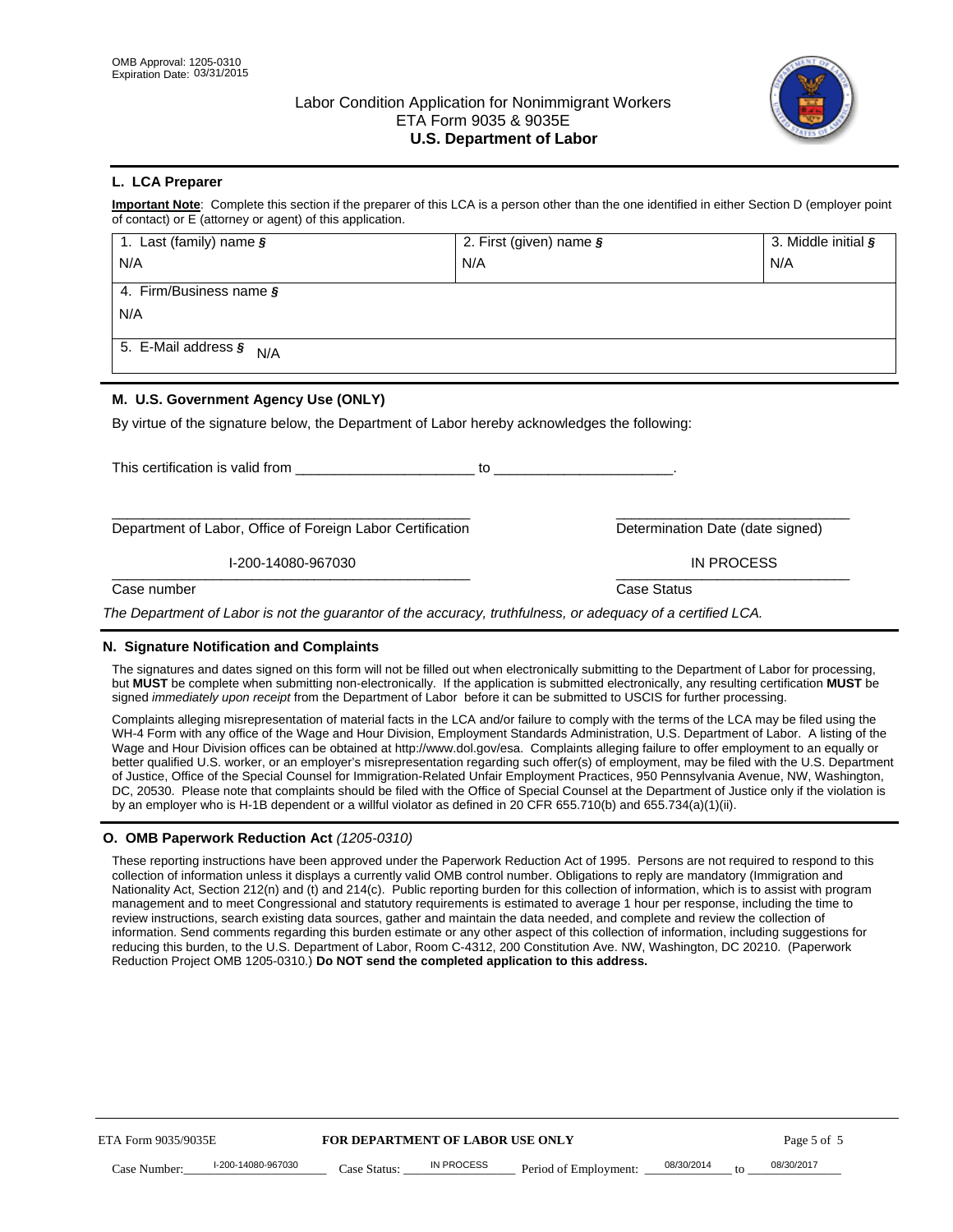OMB Approval: 1205-0310
Expiration Date: 03/31/2015

# Labor Condition Application for Nonimmigrant Workers
## ETA Form 9035 & 9035E
## U.S. Department of Labor

### L. LCA Preparer

**Important Note**: Complete this section if the preparer of this LCA is a person other than the one identified in either Section D (employer point of contact) or E (attorney or agent) of this application.

| 1. Last (family) name § | 2. First (given) name § | 3. Middle initial § |
|---|---|---|
| N/A | N/A | N/A |

4. Firm/Business name §
N/A

5. E-Mail address § N/A

### M. U.S. Government Agency Use (ONLY)

By virtue of the signature below, the Department of Labor hereby acknowledges the following:

This certification is valid from ______________________ to ______________________.

______________________________________________
Department of Labor, Office of Foreign Labor Certification

______________________________
Determination Date (date signed)

I-200-14080-967030
Case number

IN PROCESS
Case Status

*The Department of Labor is not the guarantor of the accuracy, truthfulness, or adequacy of a certified LCA.*

### N. Signature Notification and Complaints

The signatures and dates signed on this form will not be filled out when electronically submitting to the Department of Labor for processing, but **MUST** be complete when submitting non-electronically. If the application is submitted electronically, any resulting certification **MUST** be signed *immediately upon receipt* from the Department of Labor before it can be submitted to USCIS for further processing.

Complaints alleging misrepresentation of material facts in the LCA and/or failure to comply with the terms of the LCA may be filed using the WH-4 Form with any office of the Wage and Hour Division, Employment Standards Administration, U.S. Department of Labor. A listing of the Wage and Hour Division offices can be obtained at http://www.dol.gov/esa. Complaints alleging failure to offer employment to an equally or better qualified U.S. worker, or an employer's misrepresentation regarding such offer(s) of employment, may be filed with the U.S. Department of Justice, Office of the Special Counsel for Immigration-Related Unfair Employment Practices, 950 Pennsylvania Avenue, NW, Washington, DC, 20530. Please note that complaints should be filed with the Office of Special Counsel at the Department of Justice only if the violation is by an employer who is H-1B dependent or a willful violator as defined in 20 CFR 655.710(b) and 655.734(a)(1)(ii).

### O. OMB Paperwork Reduction Act *(1205-0310)*

These reporting instructions have been approved under the Paperwork Reduction Act of 1995. Persons are not required to respond to this collection of information unless it displays a currently valid OMB control number. Obligations to reply are mandatory (Immigration and Nationality Act, Section 212(n) and (t) and 214(c). Public reporting burden for this collection of information, which is to assist with program management and to meet Congressional and statutory requirements is estimated to average 1 hour per response, including the time to review instructions, search existing data sources, gather and maintain the data needed, and complete and review the collection of information. Send comments regarding this burden estimate or any other aspect of this collection of information, including suggestions for reducing this burden, to the U.S. Department of Labor, Room C-4312, 200 Constitution Ave. NW, Washington, DC 20210. (Paperwork Reduction Project OMB 1205-0310.) **Do NOT send the completed application to this address.**

ETA Form 9035/9035E — **FOR DEPARTMENT OF LABOR USE ONLY**

Case Number: I-200-14080-967030 Case Status: IN PROCESS Period of Employment: 08/30/2014 to 08/30/2017